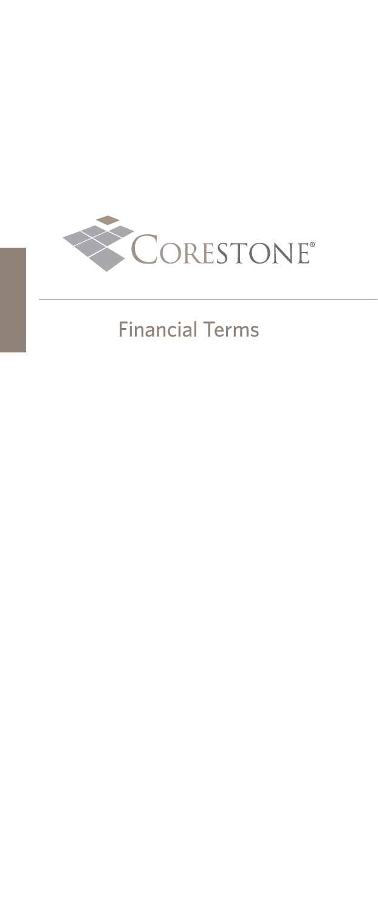CORESTONE®

# Financial Terms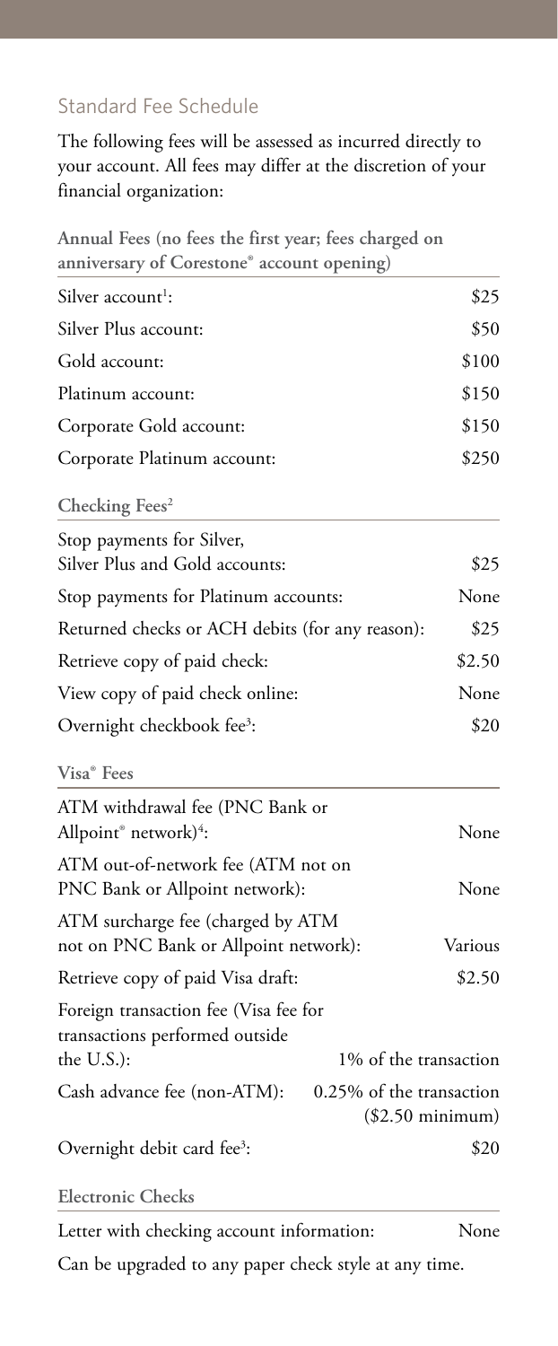## Standard Fee Schedule

The following fees will be assessed as incurred directly to your account. All fees may differ at the discretion of your financial organization:

| Annual Fees (no fees the first year; fees charged on anniversary of Corestone® account opening) | |
|---|---|
| Silver account[1]: | $25 |
| Silver Plus account: | $50 |
| Gold account: | $100 |
| Platinum account: | $150 |
| Corporate Gold account: | $150 |
| Corporate Platinum account: | $250 |

| Checking Fees[2] | |
|---|---|
| Stop payments for Silver, Silver Plus and Gold accounts: | $25 |
| Stop payments for Platinum accounts: | None |
| Returned checks or ACH debits (for any reason): | $25 |
| Retrieve copy of paid check: | $2.50 |
| View copy of paid check online: | None |
| Overnight checkbook fee[3]: | $20 |

| Visa® Fees | |
|---|---|
| ATM withdrawal fee (PNC Bank or Allpoint® network)[4]: | None |
| ATM out-of-network fee (ATM not on PNC Bank or Allpoint network): | None |
| ATM surcharge fee (charged by ATM not on PNC Bank or Allpoint network): | Various |
| Retrieve copy of paid Visa draft: | $2.50 |
| Foreign transaction fee (Visa fee for transactions performed outside the U.S.): | 1% of the transaction |
| Cash advance fee (non-ATM): | 0.25% of the transaction ($2.50 minimum) |
| Overnight debit card fee[3]: | $20 |

| Electronic Checks | |
|---|---|
| Letter with checking account information: | None |

Can be upgraded to any paper check style at any time.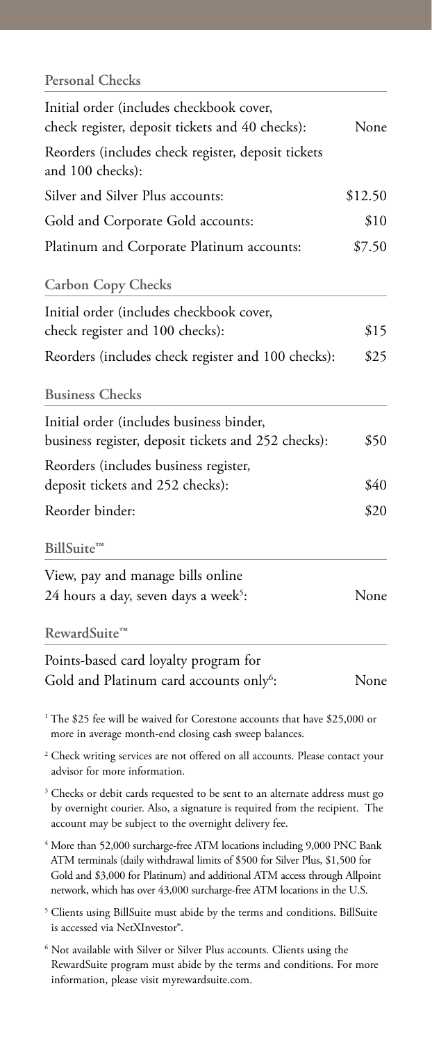### Personal Checks

| | |
|---|---|
| Initial order (includes checkbook cover, check register, deposit tickets and 40 checks): | None |
| Reorders (includes check register, deposit tickets and 100 checks): | |
| Silver and Silver Plus accounts: | $12.50 |
| Gold and Corporate Gold accounts: | $10 |
| Platinum and Corporate Platinum accounts: | $7.50 |

### Carbon Copy Checks

| | |
|---|---|
| Initial order (includes checkbook cover, check register and 100 checks): | $15 |
| Reorders (includes check register and 100 checks): | $25 |

### Business Checks

| | |
|---|---|
| Initial order (includes business binder, business register, deposit tickets and 252 checks): | $50 |
| Reorders (includes business register, deposit tickets and 252 checks): | $40 |
| Reorder binder: | $20 |

### BillSuite™

| | |
|---|---|
| View, pay and manage bills online 24 hours a day, seven days a week[5]: | None |

### RewardSuite™

| | |
|---|---|
| Points-based card loyalty program for Gold and Platinum card accounts only[6]: | None |

[1] The $25 fee will be waived for Corestone accounts that have $25,000 or more in average month-end closing cash sweep balances.

[2] Check writing services are not offered on all accounts. Please contact your advisor for more information.

[3] Checks or debit cards requested to be sent to an alternate address must go by overnight courier. Also, a signature is required from the recipient. The account may be subject to the overnight delivery fee.

[4] More than 52,000 surcharge-free ATM locations including 9,000 PNC Bank ATM terminals (daily withdrawal limits of $500 for Silver Plus, $1,500 for Gold and $3,000 for Platinum) and additional ATM access through Allpoint network, which has over 43,000 surcharge-free ATM locations in the U.S.

[5] Clients using BillSuite must abide by the terms and conditions. BillSuite is accessed via NetXInvestor®.

[6] Not available with Silver or Silver Plus accounts. Clients using the RewardSuite program must abide by the terms and conditions. For more information, please visit myrewardsuite.com.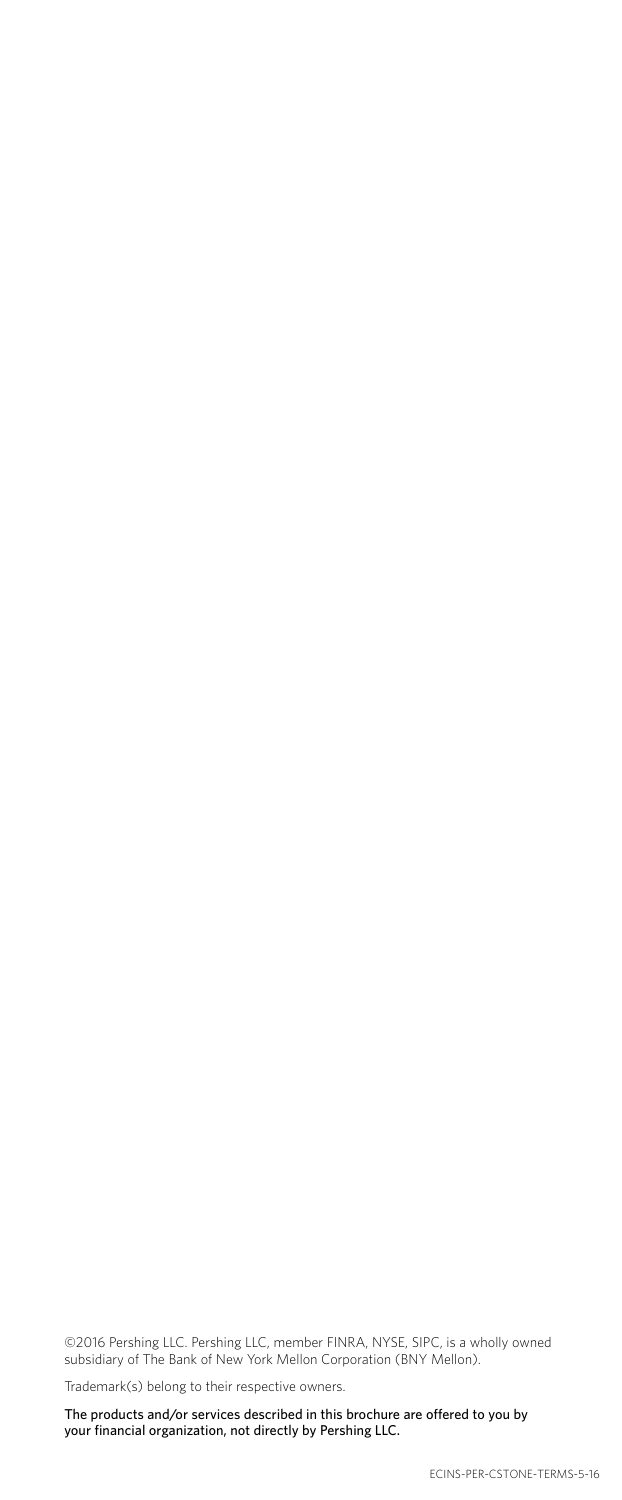©2016 Pershing LLC. Pershing LLC, member FINRA, NYSE, SIPC, is a wholly owned subsidiary of The Bank of New York Mellon Corporation (BNY Mellon).

Trademark(s) belong to their respective owners.

**The products and/or services described in this brochure are offered to you by your financial organization, not directly by Pershing LLC.**

ECINS-PER-CSTONE-TERMS-5-16